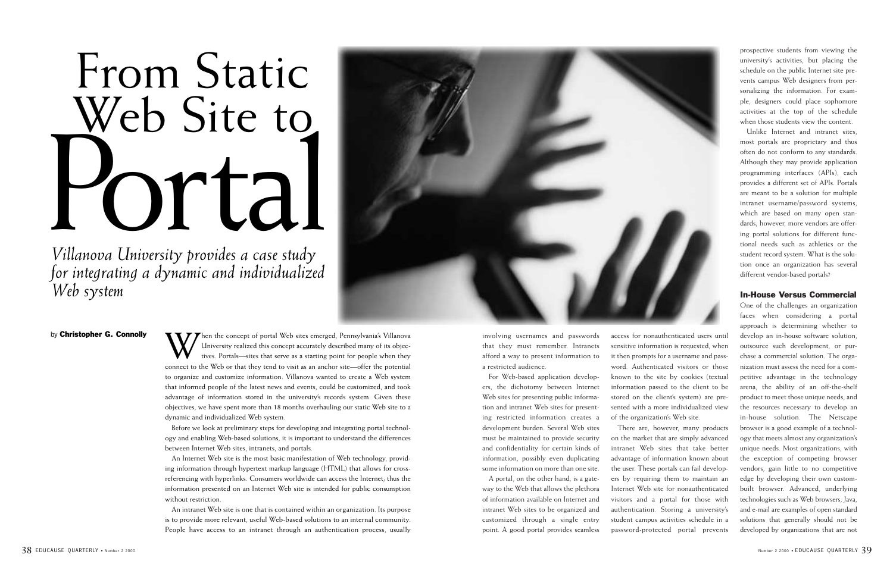# From Static Web Site to Portal

*Villanova University provides a case study for integrating a dynamic and individualized Web system*

by **Christopher G. Connolly**

When the concept of portal Web sites emerged, Pennsylvania's Villanova University realized this concept accurately described many of its objectives. Portals—sites that serve as a starting point for people when they connect to the Web or that they tend to visit as an anchor site—offer the potential to organize and customize information. Villanova wanted to create a Web system that informed people of the latest news and events, could be customized, and took advantage of information stored in the university's records system. Given these objectives, we have spent more than 18 months overhauling our static Web site to a dynamic and individualized Web system.

Before we look at preliminary steps for developing and integrating portal technology and enabling Web-based solutions, it is important to understand the differences between Internet Web sites, intranets, and portals.

An Internet Web site is the most basic manifestation of Web technology, providing information through hypertext markup language (HTML) that allows for cross-referencing with hyperlinks. Consumers worldwide can access the Internet; thus the information presented on an Internet Web site is intended for public consumption without restriction.

An intranet Web site is one that is contained within an organization. Its purpose is to provide more relevant, useful Web-based solutions to an internal community. People have access to an intranet through an authentication process, usually involving usernames and passwords that they must remember. Intranets afford a way to present information to a restricted audience.

For Web-based application developers, the dichotomy between Internet Web sites for presenting public information and intranet Web sites for presenting restricted information creates a development burden. Several Web sites must be maintained to provide security and confidentiality for certain kinds of information, possibly even duplicating some information on more than one site.

A portal, on the other hand, is a gateway to the Web that allows the plethora of information available on Internet and intranet Web sites to be organized and customized through a single entry point. A good portal provides seamless access for nonauthenticated users until sensitive information is requested, when it then prompts for a username and password. Authenticated visitors or those known to the site by cookies (textual information passed to the client to be stored on the client's system) are presented with a more individualized view of the organization's Web site.

There are, however, many products on the market that are simply advanced intranet Web sites that take better advantage of information known about the user. These portals can fail developers by requiring them to maintain an Internet Web site for nonauthenticated visitors and a portal for those with authentication. Storing a university's student campus activities schedule in a password-protected portal prevents prospective students from viewing the university's activities, but placing the schedule on the public Internet site prevents campus Web designers from personalizing the information. For example, designers could place sophomore activities at the top of the schedule when those students view the content.

Unlike Internet and intranet sites, most portals are proprietary and thus often do not conform to any standards. Although they may provide application programming interfaces (APIs), each provides a different set of APIs. Portals are meant to be a solution for multiple intranet username/password systems, which are based on many open standards; however, more vendors are offering portal solutions for different functional needs such as athletics or the student record system. What is the solution once an organization has several different vendor-based portals?

## In-House Versus Commercial

One of the challenges an organization faces when considering a portal approach is determining whether to develop an in-house software solution, outsource such development, or purchase a commercial solution. The organization must assess the need for a competitive advantage in the technology arena, the ability of an off-the-shelf product to meet those unique needs, and the resources necessary to develop an in-house solution. The Netscape browser is a good example of a technology that meets almost any organization's unique needs. Most organizations, with the exception of competing browser vendors, gain little to no competitive edge by developing their own custom-built browser. Advanced, underlying technologies such as Web browsers, Java, and e-mail are examples of open standard solutions that generally should not be developed by organizations that are not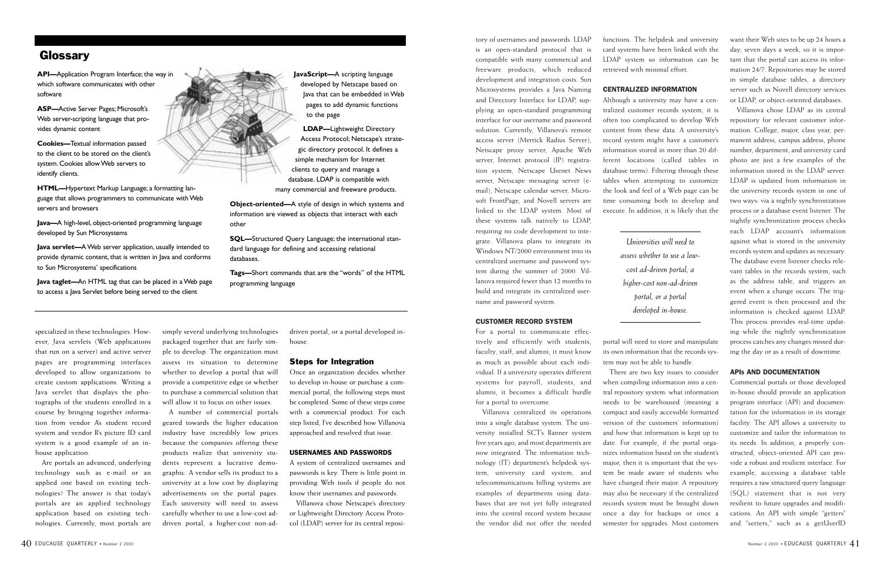## Glossary

**API**—Application Program Interface; the way in which software communicates with other software

**ASP**—Active Server Pages; Microsoft's Web server-scripting language that provides dynamic content

**Cookies**—Textual information passed to the client to be stored on the client's system. Cookies allow Web servers to identify clients.

**HTML**—Hypertext Markup Language; a formatting language that allows programmers to communicate with Web servers and browsers

**Java**—A high-level, object-oriented programming language developed by Sun Microsystems

**Java servlet**—A Web server application, usually intended to provide dynamic content, that is written in Java and conforms to Sun Microsystems' specifications

**Java taglet**—An HTML tag that can be placed in a Web page to access a Java Servlet before being served to the client

**JavaScript**—A scripting language developed by Netscape based on Java that can be embedded in Web pages to add dynamic functions to the page

**LDAP**—Lightweight Directory Access Protocol; Netscape's strategic directory protocol. It defines a simple mechanism for Internet clients to query and manage a database. LDAP is compatible with many commercial and freeware products.

**Object-oriented**—A style of design in which systems and information are viewed as objects that interact with each other

**SQL**—Structured Query Language; the international standard language for defining and accessing relational databases.

**Tags**—Short commands that are the "words" of the HTML programming language

specialized in these technologies. However, Java servlets (Web applications that run on a server) and active server pages are programming interfaces developed to allow organizations to create custom applications. Writing a Java servlet that displays the photographs of the students enrolled in a course by bringing together information from vendor A's student record system and vendor B's picture ID card system is a good example of an in-house application.

Are portals an advanced, underlying technology such as e-mail or an applied one based on existing technologies? The answer is that today's portals are an applied technology application based on existing technologies. Currently, most portals are simply several underlying technologies packaged together that are fairly simple to develop. The organization must assess its situation to determine whether to develop a portal that will provide a competitive edge or whether to purchase a commercial solution that will allow it to focus on other issues.

A number of commercial portals geared towards the higher education industry have incredibly low prices because the companies offering these products realize that university students represent a lucrative demographic. A vendor sells its product to a university at a low cost by displaying advertisements on the portal pages. Each university will need to assess carefully whether to use a low-cost ad-driven portal, a higher-cost non-ad-driven portal, or a portal developed in-house.

### Steps for Integration

Once an organization decides whether to develop in-house or purchase a commercial portal, the following steps must be completed. Some of these steps come with a commercial product. For each step listed, I've described how Villanova approached and resolved that issue.

#### USERNAMES AND PASSWORDS

A system of centralized usernames and passwords is key. There is little point in providing Web tools if people do not know their usernames and passwords.

Villanova chose Netscape's directory or Lightweight Directory Access Protocol (LDAP) server for its central repository of usernames and passwords. LDAP is an open-standard protocol that is compatible with many commercial and freeware products, which reduced development and integration costs. Sun Microsystems provides a Java Naming and Directory Interface for LDAP, supplying an open-standard programming interface for our username and password solution. Currently, Villanova's remote access server (Merrick Radius Server), Netscape proxy server, Apache Web server, Internet protocol (IP) registration system, Netscape Usenet News server, Netscape messaging server (e-mail), Netscape calendar server, Microsoft FrontPage, and Novell servers are linked to the LDAP system. Most of these systems talk natively to LDAP, requiring no code development to integrate. Villanova plans to integrate its Windows NT/2000 environment into its centralized username and password system during the summer of 2000. Villanova required fewer than 12 months to build and integrate its centralized username and password system.

#### CUSTOMER RECORD SYSTEM

For a portal to communicate effectively and efficiently with students, faculty, staff, and alumni, it must know as much as possible about each individual. If a university operates different systems for payroll, students, and alumni, it becomes a difficult hurdle for a portal to overcome.

Villanova centralized its operations into a single database system. The university installed SCT's Banner system five years ago, and most departments are now integrated. The information technology (IT) department's helpdesk system, university card system, and telecommunications billing systems are examples of departments using databases that are not yet fully integrated into the central record system because the vendor did not offer the needed functions. The helpdesk and university card systems have been linked with the LDAP system so information can be retrieved with minimal effort.

#### CENTRALIZED INFORMATION

Although a university may have a centralized customer records system, it is often too complicated to develop Web content from these data. A university's record system might have a customer's information stored in more than 20 different locations (called tables in database terms). Filtering through these tables when attempting to customize the look and feel of a Web page can be time consuming both to develop and execute. In addition, it is likely that the portal will need to store and manipulate its own information that the records system may not be able to handle.

*Universities will need to assess whether to use a low-cost ad-driven portal, a higher-cost non-ad-driven portal, or a portal developed in-house.*

There are two key issues to consider when compiling information into a central repository system: what information needs to be warehoused (meaning a compact and easily accessible formatted version of the customers' information) and how that information is kept up to date. For example, if the portal organizes information based on the student's major, then it is important that the system be made aware of students who have changed their major. A repository may also be necessary if the centralized records system must be brought down once a day for backups or once a semester for upgrades. Most customers want their Web sites to be up 24 hours a day, seven days a week, so it is important that the portal can access its information 24/7. Repositories may be stored in simple database tables, a directory server such as Novell directory services or LDAP, or object-oriented databases.

Villanova chose LDAP as its central repository for relevant customer information. College, major, class year, permanent address, campus address, phone number, department, and university card photo are just a few examples of the information stored in the LDAP server. LDAP is updated from information in the university records system in one of two ways: via a nightly synchronization process or a database event listener. The nightly synchronization process checks each LDAP account's information against what is stored in the university records system and updates as necessary. The database event listener checks relevant tables in the records system, such as the address table, and triggers an event when a change occurs. The triggered event is then processed and the information is checked against LDAP. This process provides real-time updating while the nightly synchronization process catches any changes missed during the day or as a result of downtime.

#### APIs AND DOCUMENTATION

Commercial portals or those developed in-house should provide an application program interface (API) and documentation for the information in its storage facility. The API allows a university to customize and tailor the information to its needs. In addition, a properly constructed, object-oriented API can provide a robust and resilient interface. For example, accessing a database table requires a raw structured query language (SQL) statement that is not very resilient to future upgrades and modifications. An API with simple "getters" and "setters," such as a getUserID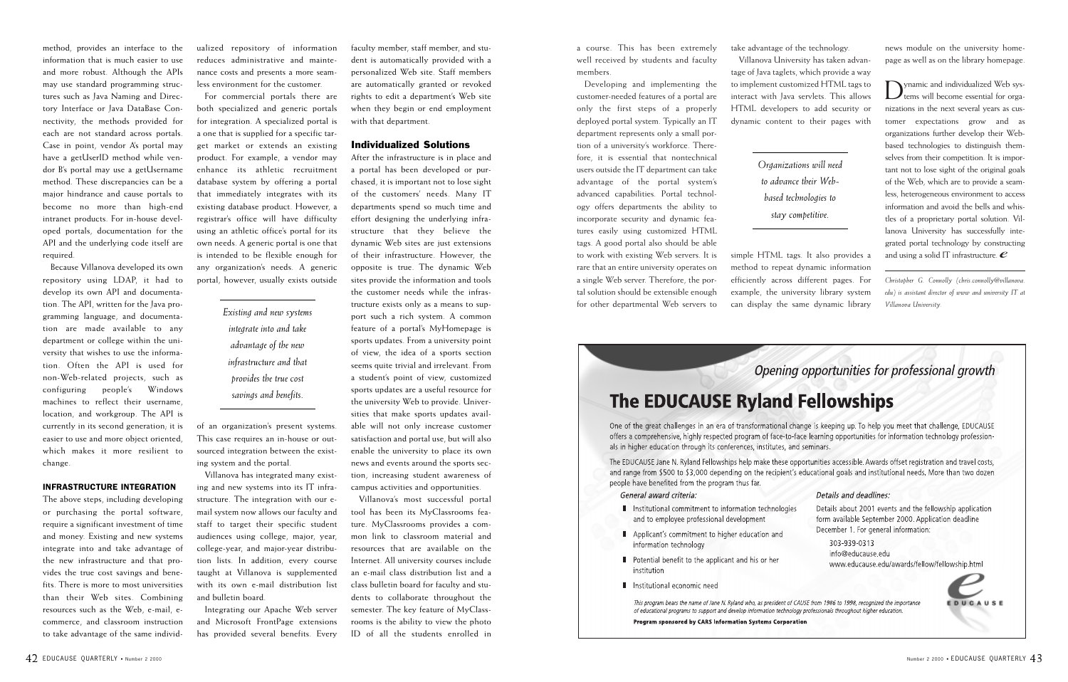method, provides an interface to the information that is much easier to use and more robust. Although the APIs may use standard programming structures such as Java Naming and Directory Interface or Java DataBase Connectivity, the methods provided for each are not standard across portals. Case in point, vendor A's portal may have a getUserID method while vendor B's portal may use a getUsername method. These discrepancies can be a major hindrance and cause portals to become no more than high-end intranet products. For in-house developed portals, documentation for the API and the underlying code itself are required.

Because Villanova developed its own repository using LDAP, it had to develop its own API and documentation. The API, written for the Java programming language, and documentation are made available to any department or college within the university that wishes to use the information. Often the API is used for non-Web-related projects, such as configuring people's Windows machines to reflect their username, location, and workgroup. The API is currently in its second generation; it is easier to use and more object oriented, which makes it more resilient to change.

### INFRASTRUCTURE INTEGRATION

The above steps, including developing or purchasing the portal software, require a significant investment of time and money. Existing and new systems integrate into and take advantage of the new infrastructure and that provides the true cost savings and benefits. There is more to most universities than their Web sites. Combining resources such as the Web, e-mail, e-commerce, and classroom instruction to take advantage of the same individualized repository of information reduces administrative and maintenance costs and presents a more seamless environment for the customer.

For commercial portals there are both specialized and generic portals for integration. A specialized portal is a one that is supplied for a specific target market or extends an existing product. For example, a vendor may enhance its athletic recruitment database system by offering a portal that immediately integrates with its database product. However, a registrar's office will have difficulty using an athletic office's portal for its own needs. A generic portal is one that is intended to be flexible enough for any organization's needs. A generic portal, however, usually exists outside of an organization's present systems. This case requires an in-house or outsourced integration between the existing system and the portal.

*Existing and new systems integrate into and take advantage of the new infrastructure and that provides the true cost savings and benefits.*

Villanova has integrated many existing and new systems into its IT infrastructure. The integration with our e-mail system now allows our faculty and staff to target their specific student audiences using college, major, year, college-year, and major-year distribution lists. In addition, every course taught at Villanova is supplemented with its own e-mail distribution list and bulletin board.

Integrating our Apache Web server and Microsoft FrontPage extensions has provided several benefits. Every faculty member, staff member, and student is automatically provided with a personalized Web site. Staff members are automatically granted or revoked rights to edit a department's Web site when they begin or end employment with that department.

### Individualized Solutions

After the infrastructure is in place and a portal has been developed or purchased, it is important not to lose sight of the customers' needs. Many IT departments spend so much time and effort designing the underlying infrastructure that they believe the dynamic Web sites are just extensions of their infrastructure. However, the opposite is true. The dynamic Web sites provide the information and tools the customer needs while the infrastructure exists only as a means to support such a rich system. A common feature of a portal's MyHomepage is sports updates. From a university point of view, the idea of a sports section seems quite trivial and irrelevant. From a student's point of view, customized sports updates are a useful resource for the university Web to provide. Universities that make sports updates available will not only increase customer satisfaction and portal use, but will also enable the university to place its own news and events around the sports section, increasing student awareness of campus activities and opportunities.

Villanova's most successful portal tool has been its MyClassrooms feature. MyClassrooms provides a common link to classroom material and resources that are available on the Internet. All university courses include an e-mail class distribution list and a class bulletin board for faculty and students to collaborate throughout the semester. The key feature of MyClassrooms is the ability to view the photo ID of all the students enrolled in a course. This has been extremely well received by students and faculty members.

Developing and implementing the customer-needed features of a portal are only the first steps of a properly deployed portal system. Typically an IT department represents only a small portion of a university's workforce. Therefore, it is essential that nontechnical users outside the IT department can take advantage of the portal system's advanced capabilities. Portal technology offers departments the ability to incorporate security and dynamic features easily using customized HTML tags. A good portal also should be able to work with existing Web servers. It is rare that an entire university operates on a single Web server. Therefore, the portal solution should be extensible enough for other departmental Web servers to take advantage of the technology.

Villanova University has taken advantage of Java taglets, which provide a way to implement customized HTML tags to interact with Java servlets. This allows HTML developers to add security or dynamic content to their pages with simple HTML tags. It also provides a method to repeat dynamic information efficiently across different pages. For example, the university library system can display the same dynamic library news module on the university homepage as well as on the library homepage.

*Organizations will need to advance their Web-based technologies to stay competitive.*

Dynamic and individualized Web systems will become essential for organizations in the next several years as customer expectations grow and as organizations further develop their Web-based technologies to distinguish themselves from their competition. It is important not to lose sight of the original goals of the Web, which are to provide a seamless, heterogeneous environment to access information and avoid the bells and whistles of a proprietary portal solution. Villanova University has successfully integrated portal technology by constructing and using a solid IT infrastructure. *e*

*Christopher G. Connolly (chris.connolly@villanova.edu) is assistant director of www and university IT at Villanova University.*

*Opening opportunities for professional growth*

## The EDUCAUSE Ryland Fellowships

One of the great challenges in an era of transformational change is keeping up. To help you meet that challenge, EDUCAUSE offers a comprehensive, highly respected program of face-to-face learning opportunities for information technology professionals in higher education through its conferences, institutes, and seminars.

The EDUCAUSE Jane N. Ryland Fellowships help make these opportunities accessible. Awards offset registration and travel costs, and range from $500 to $3,000 depending on the recipient's educational goals and institutional needs. More than two dozen people have benefited from the program thus far.

*General award criteria:*

- Institutional commitment to information technologies and to employee professional development
- Applicant's commitment to higher education and information technology
- Potential benefit to the applicant and his or her institution
- Institutional economic need

*Details and deadlines:*

Details about 2001 events and the fellowship application form available September 2000. Application deadline December 1. For general information:

303-939-0313
info@educause.edu
www.educause.edu/awards/fellow/fellowship.html

*This program bears the name of Jane N. Ryland who, as president of CAUSE from 1986 to 1998, recognized the importance of educational programs to support and develop information technology professionals throughout higher education.*

**Program sponsored by CARS Information Systems Corporation**

EDUCAUSE